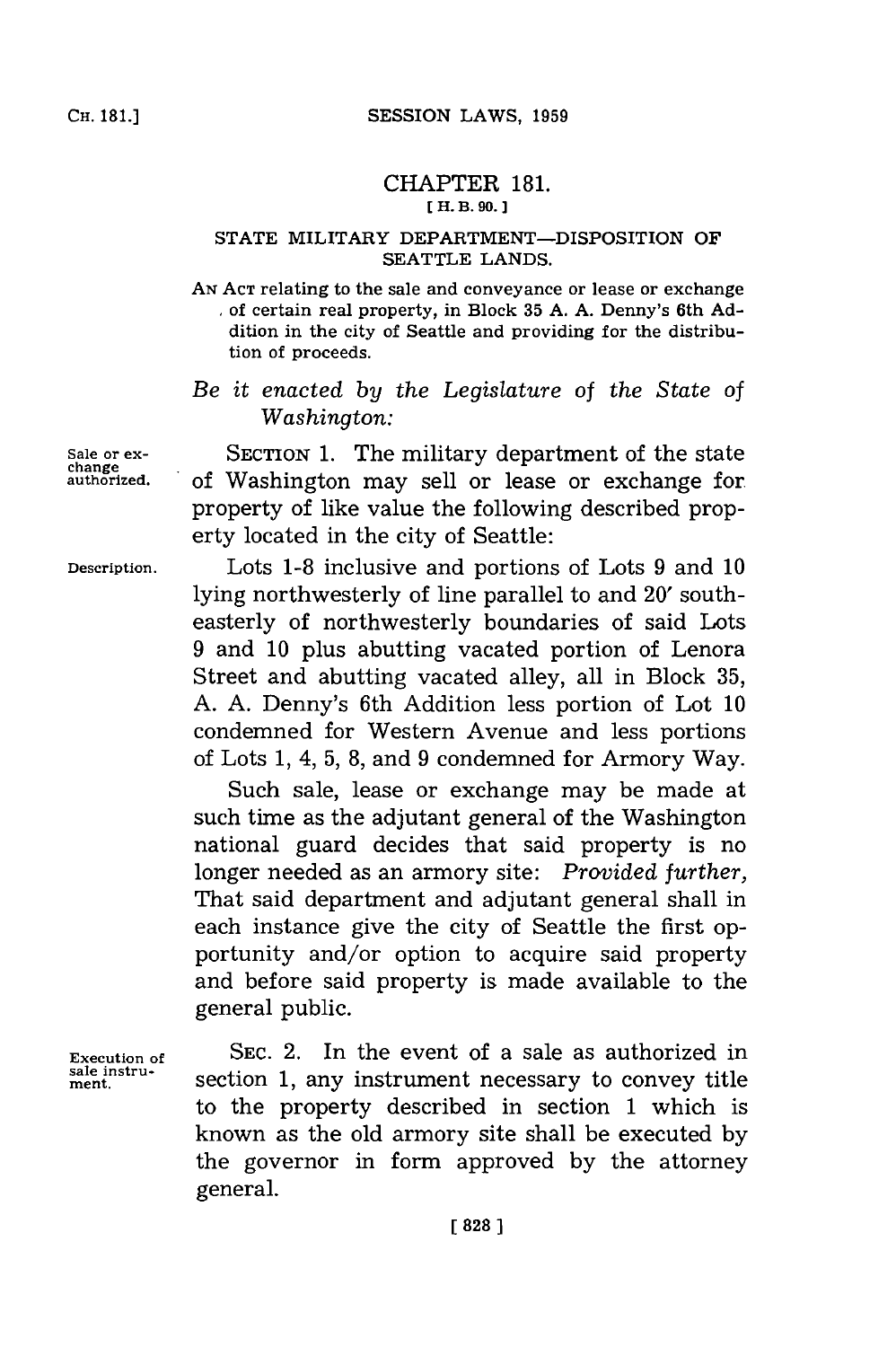# CHAPTER 181.

[H. B. 90.]

## STATE MILITARY DEPARTMENT—DISPOSITION OF SEATTLE LANDS.

AN ACT relating to the sale and conveyance or lease or exchange of certain real property, in Block 35 A. A. Denny's 6th Addition in the city of Seattle and providing for the distribution of proceeds.

*Be it enacted by the Legislature of the State of Washington:*

Sale or exchange authorized.

SECTION 1. The military department of the state of Washington may sell or lease or exchange for property of like value the following described property located in the city of Seattle:

Description.

Lots 1-8 inclusive and portions of Lots 9 and 10 lying northwesterly of line parallel to and 20′ southeasterly of northwesterly boundaries of said Lots 9 and 10 plus abutting vacated portion of Lenora Street and abutting vacated alley, all in Block 35, A. A. Denny's 6th Addition less portion of Lot 10 condemned for Western Avenue and less portions of Lots 1, 4, 5, 8, and 9 condemned for Armory Way.

Such sale, lease or exchange may be made at such time as the adjutant general of the Washington national guard decides that said property is no longer needed as an armory site: *Provided further,* That said department and adjutant general shall in each instance give the city of Seattle the first opportunity and/or option to acquire said property and before said property is made available to the general public.

Execution of sale instrument.

SEC. 2. In the event of a sale as authorized in section 1, any instrument necessary to convey title to the property described in section 1 which is known as the old armory site shall be executed by the governor in form approved by the attorney general.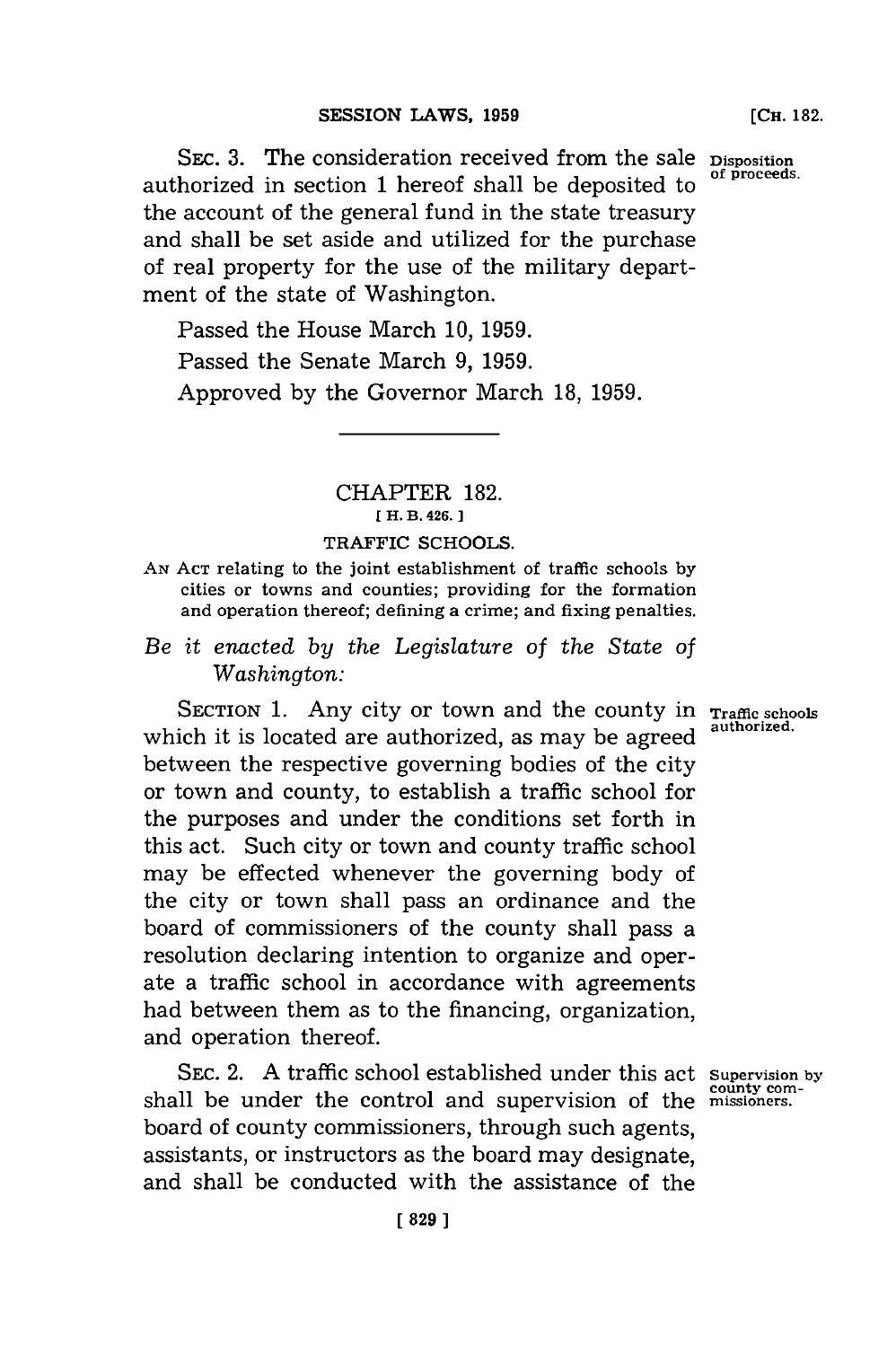SEC. 3. The consideration received from the sale authorized in section 1 hereof shall be deposited to the account of the general fund in the state treasury and shall be set aside and utilized for the purchase of real property for the use of the military department of the state of Washington.

Disposition of proceeds.

Passed the House March 10, 1959.

Passed the Senate March 9, 1959.

Approved by the Governor March 18, 1959.

---

## CHAPTER 182.

[ H. B. 426. ]

### TRAFFIC SCHOOLS.

AN ACT relating to the joint establishment of traffic schools by cities or towns and counties; providing for the formation and operation thereof; defining a crime; and fixing penalties.

*Be it enacted by the Legislature of the State of Washington:*

SECTION 1. Any city or town and the county in which it is located are authorized, as may be agreed between the respective governing bodies of the city or town and county, to establish a traffic school for the purposes and under the conditions set forth in this act. Such city or town and county traffic school may be effected whenever the governing body of the city or town shall pass an ordinance and the board of commissioners of the county shall pass a resolution declaring intention to organize and operate a traffic school in accordance with agreements had between them as to the financing, organization, and operation thereof.

Traffic schools authorized.

SEC. 2. A traffic school established under this act shall be under the control and supervision of the board of county commissioners, through such agents, assistants, or instructors as the board may designate, and shall be conducted with the assistance of the

Supervision by county commissioners.